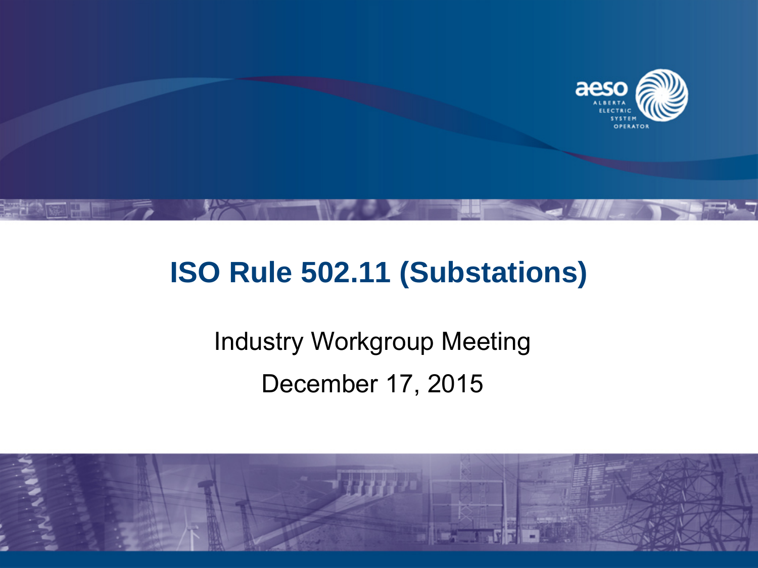# ISO Rule 502.11 (Substations)

Industry Workgroup Meeting

December 17, 2015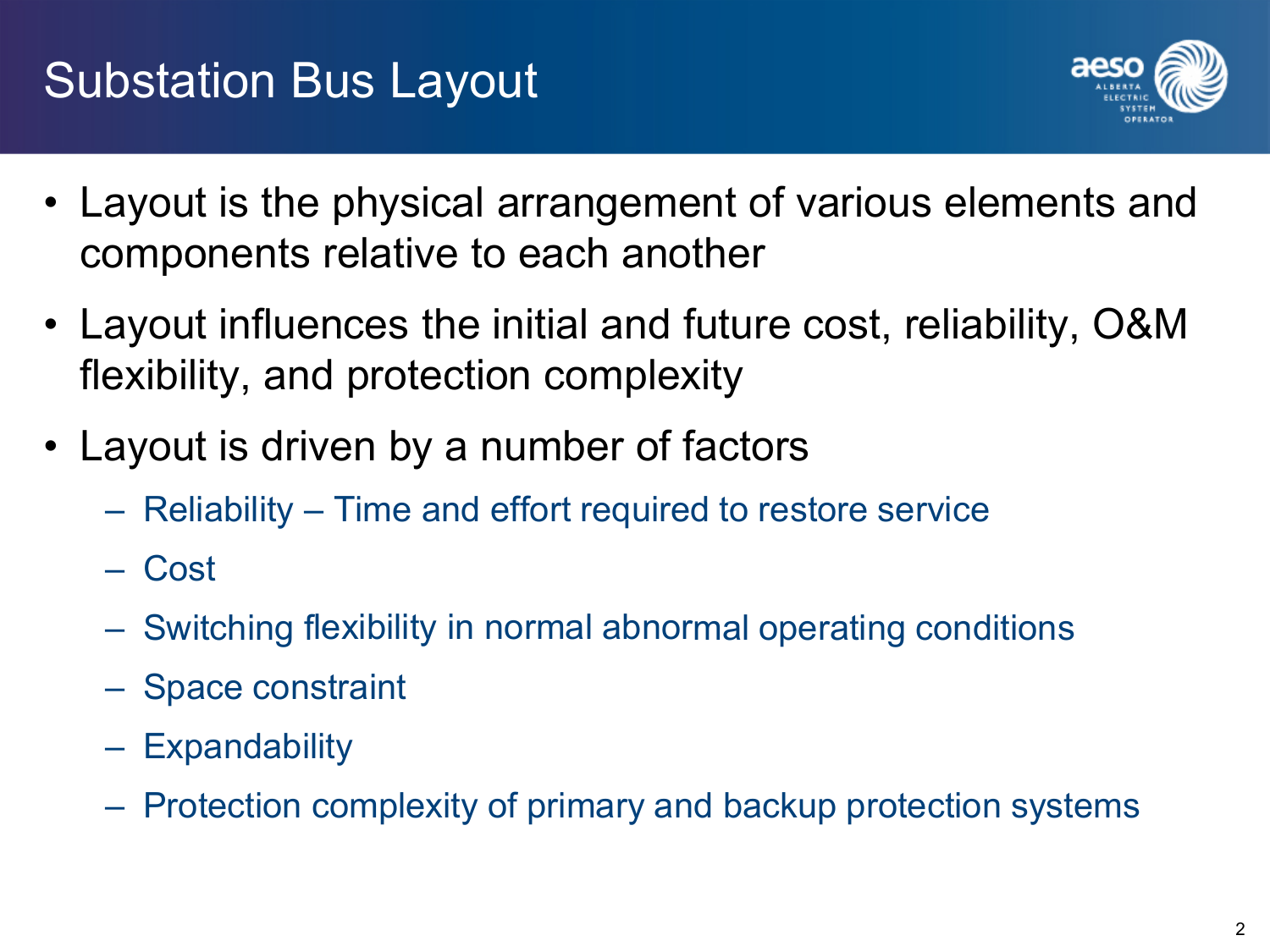# Substation Bus Layout

- Layout is the physical arrangement of various elements and components relative to each other
- Layout influences the initial and future cost, reliability, O&M flexibility, and protection complexity
- Layout is driven by a number of factors
  - Reliability – Time and effort required to restore service
  - Cost
  - Switching flexibility in normal abnormal operating conditions
  - Space constraint
  - Expandability
  - Protection complexity of primary and backup protection systems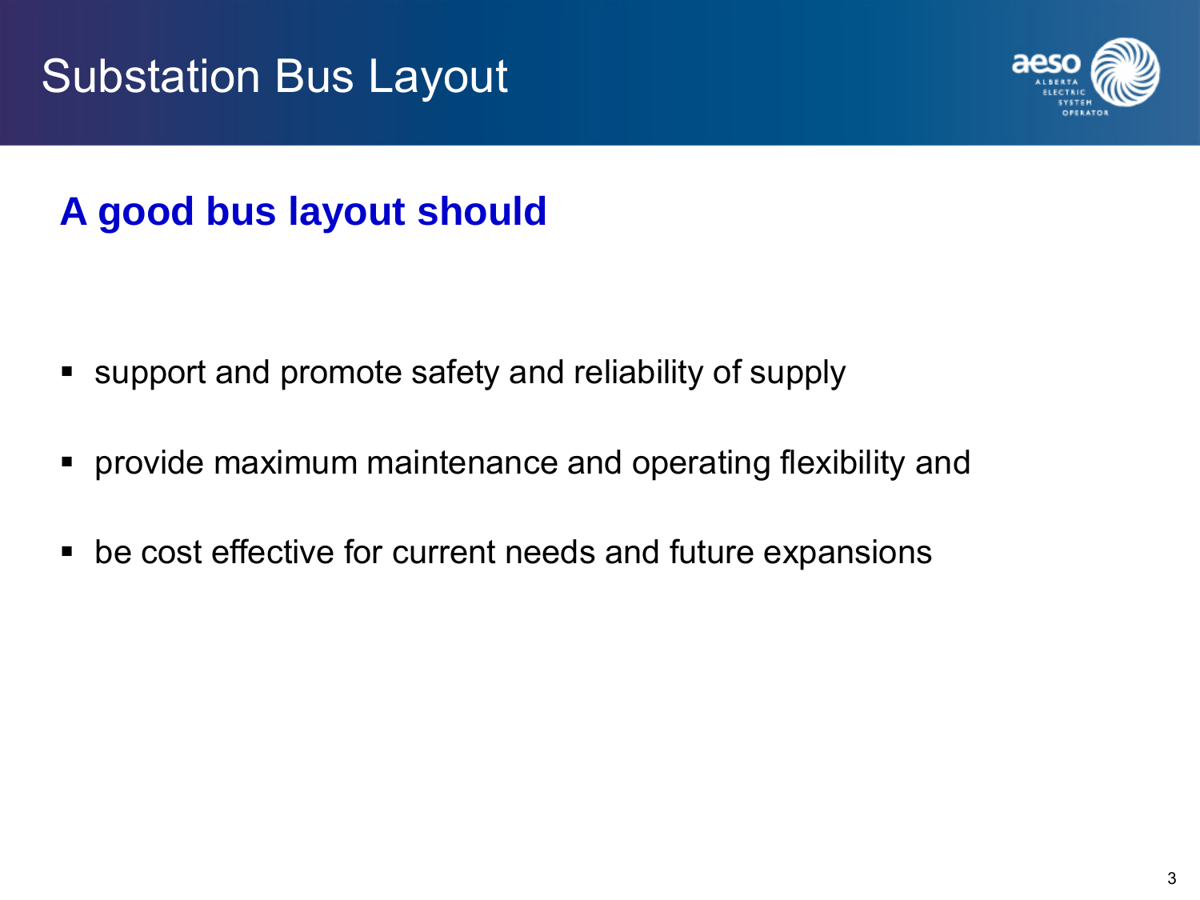# Substation Bus Layout

## A good bus layout should

- support and promote safety and reliability of supply
- provide maximum maintenance and operating flexibility and
- be cost effective for current needs and future expansions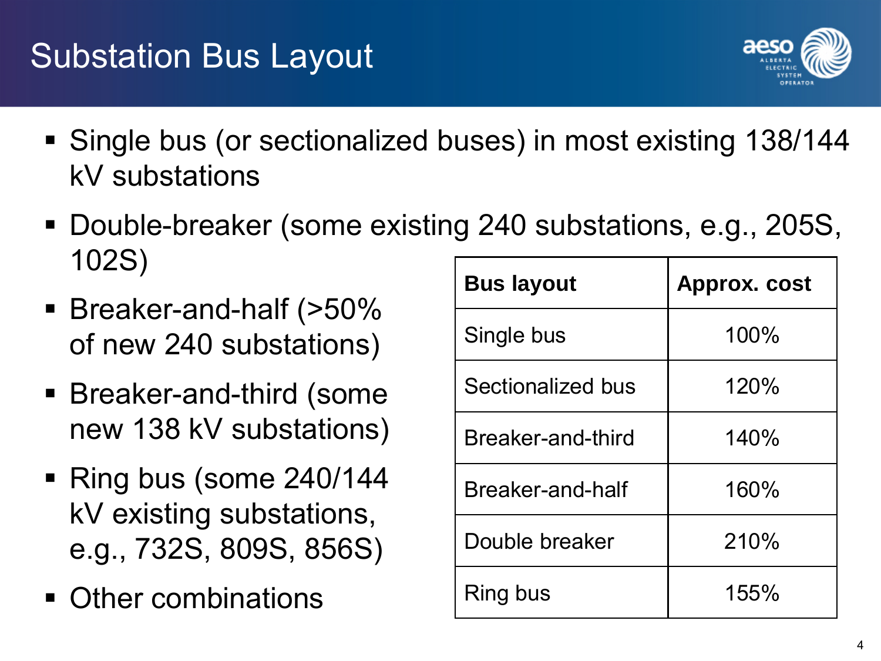# Substation Bus Layout

- Single bus (or sectionalized buses) in most existing 138/144 kV substations
- Double-breaker (some existing 240 substations, e.g., 205S, 102S)
- Breaker-and-half (>50% of new 240 substations)
- Breaker-and-third (some new 138 kV substations)
- Ring bus (some 240/144 kV existing substations, e.g., 732S, 809S, 856S)
- Other combinations

| Bus layout | Approx. cost |
|---|---|
| Single bus | 100% |
| Sectionalized bus | 120% |
| Breaker-and-third | 140% |
| Breaker-and-half | 160% |
| Double breaker | 210% |
| Ring bus | 155% |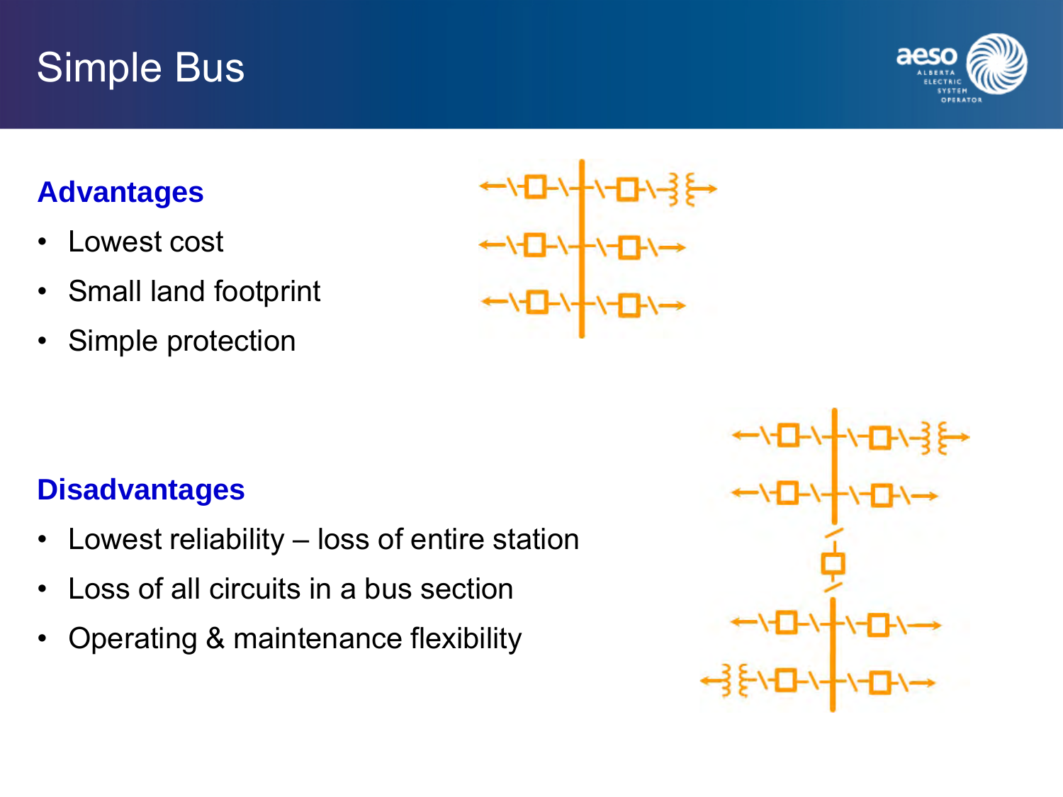# Simple Bus

## Advantages

- Lowest cost
- Small land footprint
- Simple protection

## Disadvantages

- Lowest reliability – loss of entire station
- Loss of all circuits in a bus section
- Operating & maintenance flexibility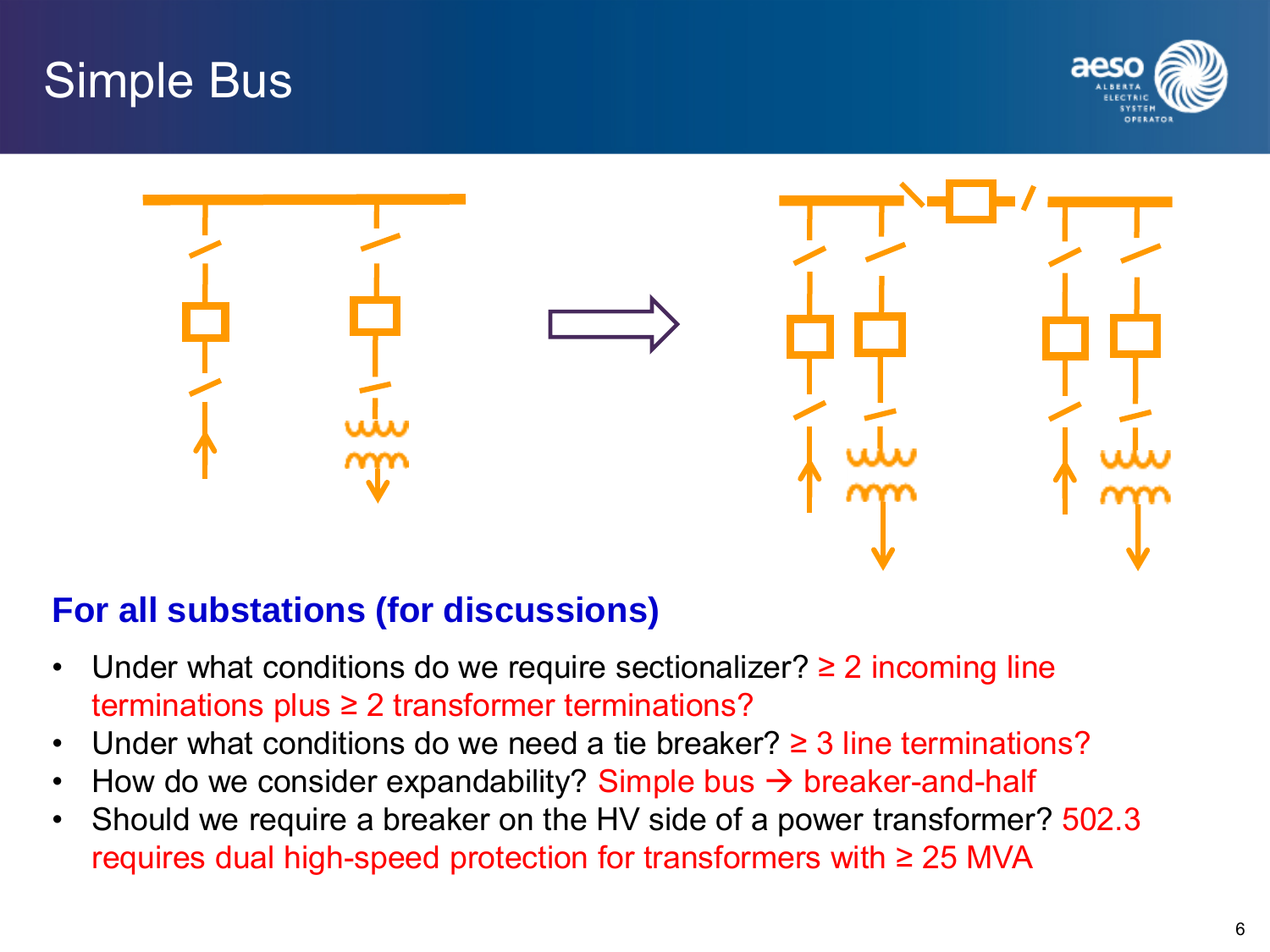# Simple Bus

**For all substations (for discussions)**

- Under what conditions do we require sectionalizer? ≥ 2 incoming line terminations plus ≥ 2 transformer terminations?
- Under what conditions do we need a tie breaker? ≥ 3 line terminations?
- How do we consider expandability? Simple bus → breaker-and-half
- Should we require a breaker on the HV side of a power transformer? 502.3 requires dual high-speed protection for transformers with ≥ 25 MVA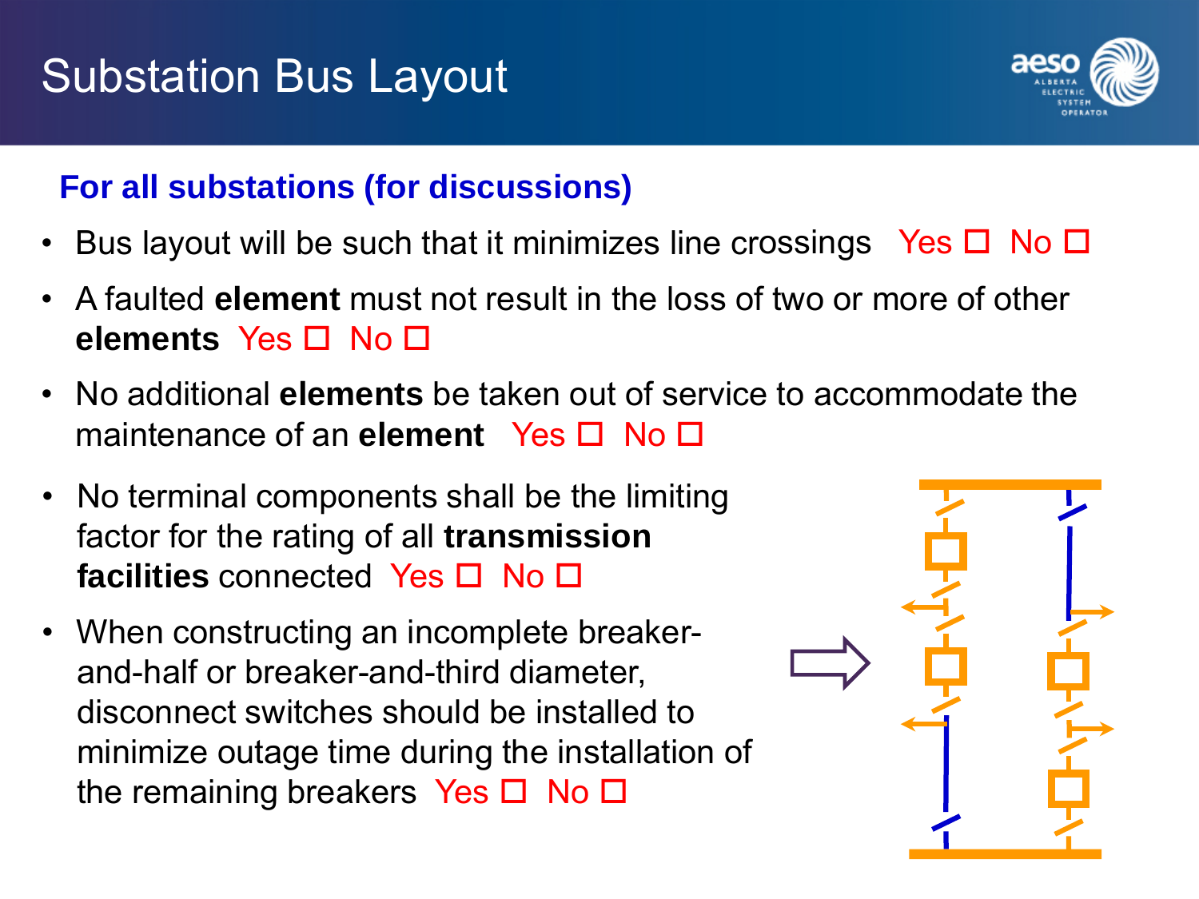# Substation Bus Layout

**For all substations (for discussions)**

- Bus layout will be such that it minimizes line crossings Yes ☐ No ☐
- A faulted **element** must not result in the loss of two or more of other **elements** Yes ☐ No ☐
- No additional **elements** be taken out of service to accommodate the maintenance of an **element** Yes ☐ No ☐
- No terminal components shall be the limiting factor for the rating of all **transmission facilities** connected Yes ☐ No ☐
- When constructing an incomplete breaker-and-half or breaker-and-third diameter, disconnect switches should be installed to minimize outage time during the installation of the remaining breakers Yes ☐ No ☐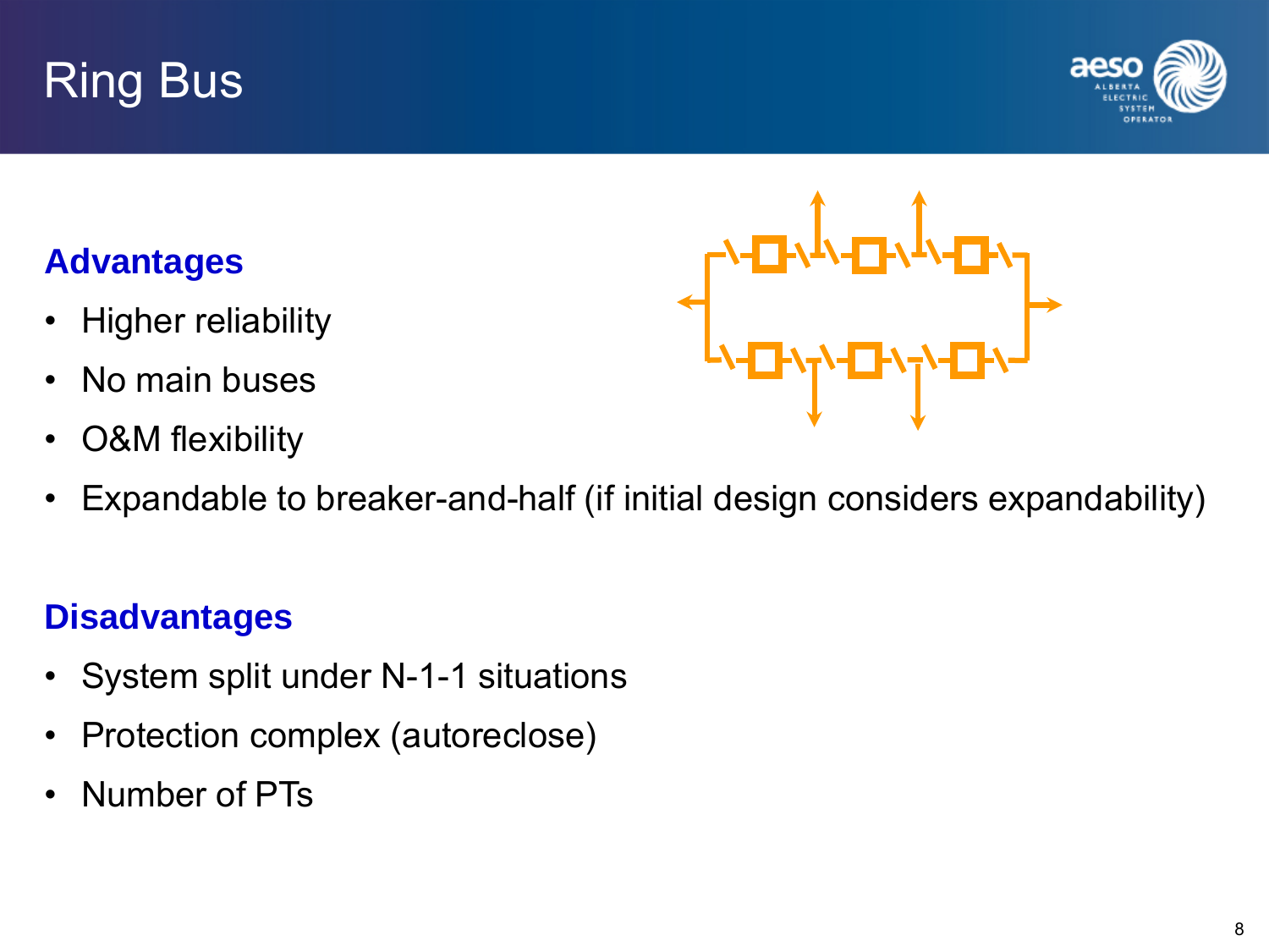# Ring Bus

### Advantages

- Higher reliability
- No main buses
- O&M flexibility
- Expandable to breaker-and-half (if initial design considers expandability)

### Disadvantages

- System split under N-1-1 situations
- Protection complex (autoreclose)
- Number of PTs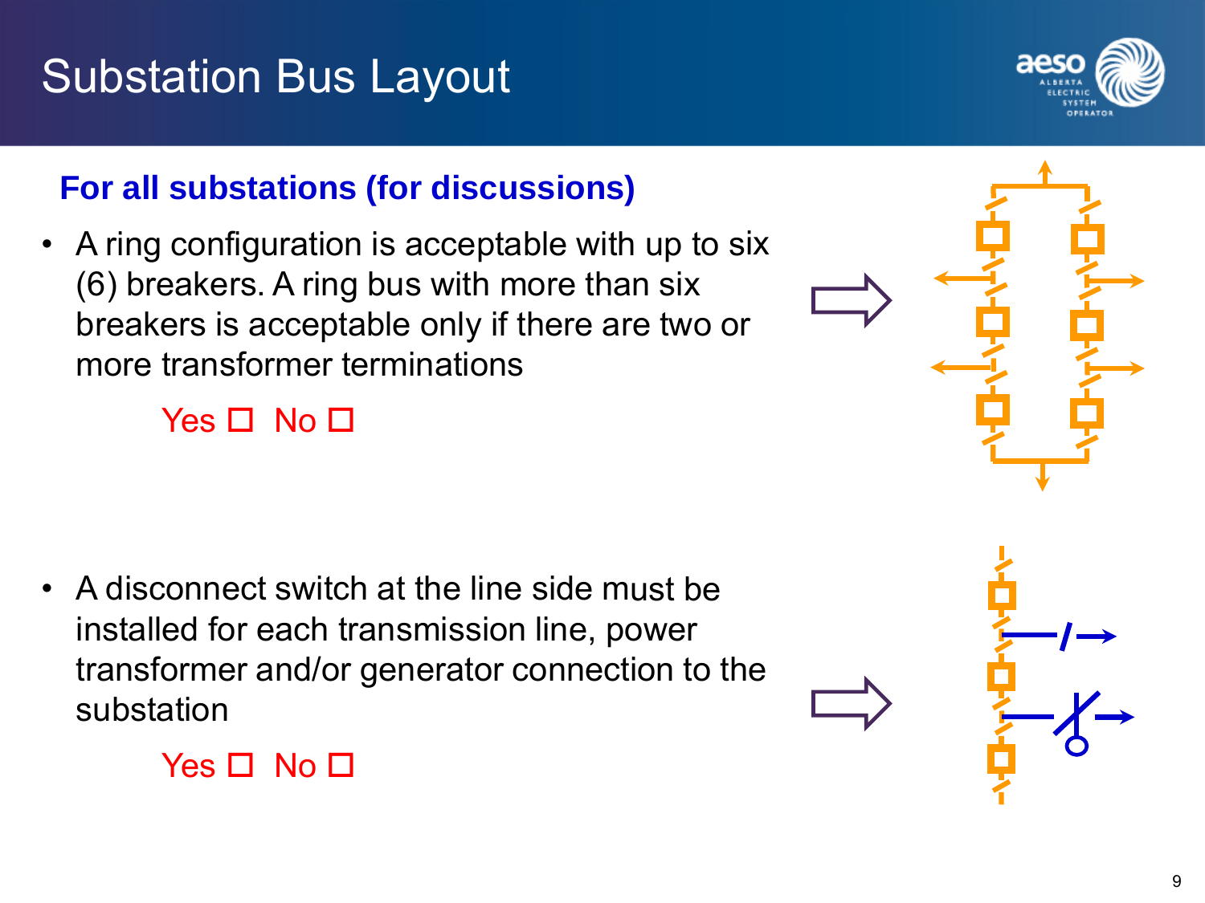# Substation Bus Layout

### For all substations (for discussions)

- A ring configuration is acceptable with up to six (6) breakers. A ring bus with more than six breakers is acceptable only if there are two or more transformer terminations

  Yes ☐ No ☐

- A disconnect switch at the line side must be installed for each transmission line, power transformer and/or generator connection to the substation

  Yes ☐ No ☐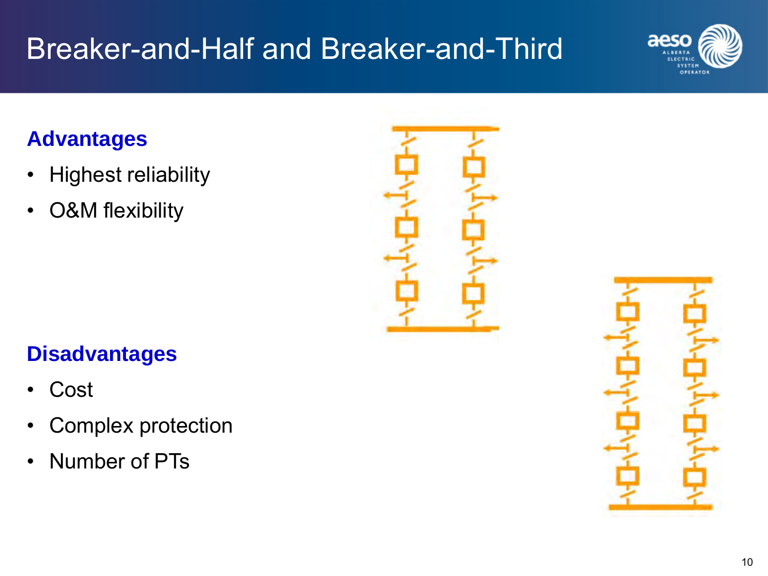# Breaker-and-Half and Breaker-and-Third

**Advantages**

- Highest reliability
- O&M flexibility

**Disadvantages**

- Cost
- Complex protection
- Number of PTs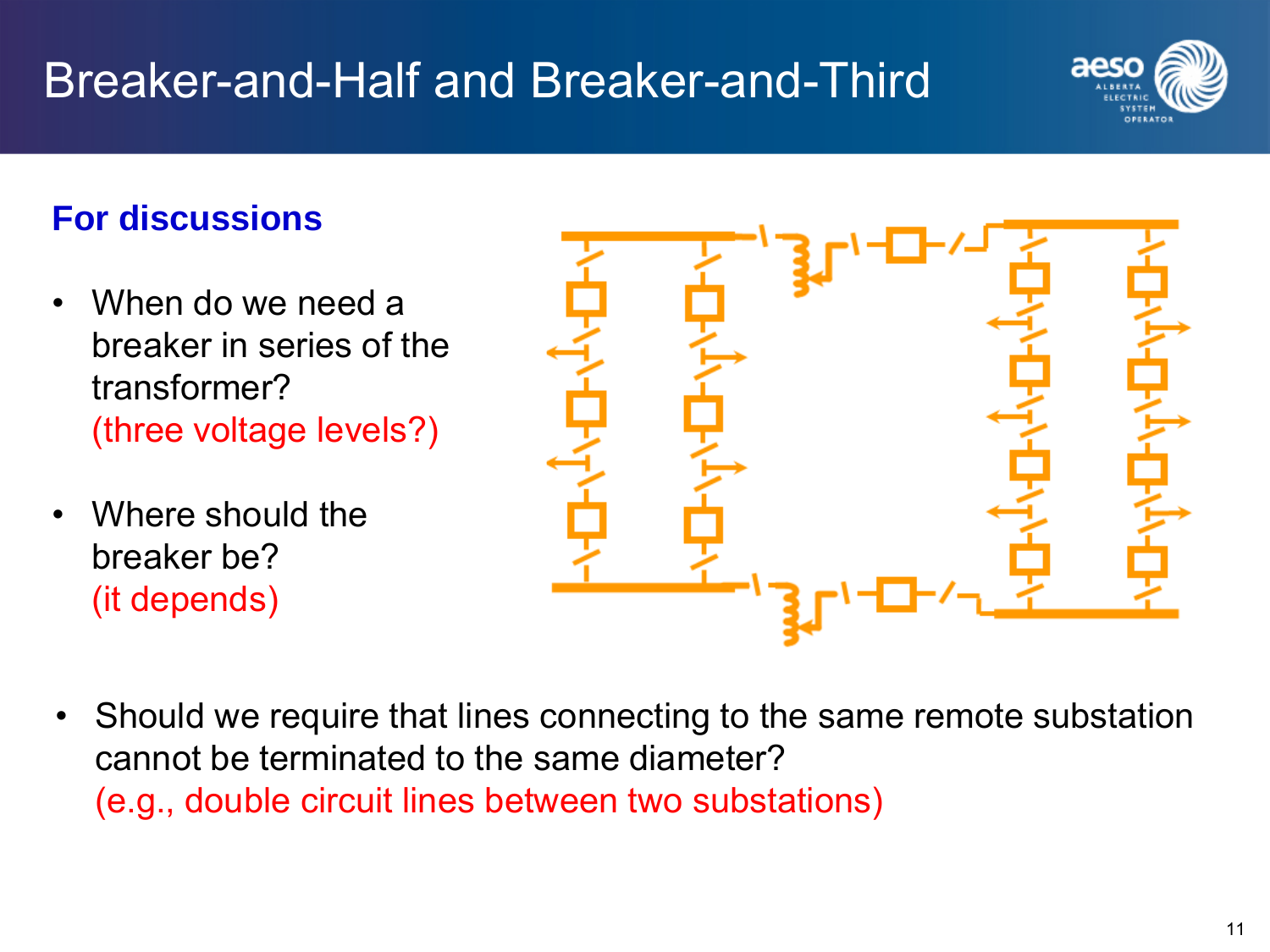# Breaker-and-Half and Breaker-and-Third

**For discussions**

- When do we need a breaker in series of the transformer?
  (three voltage levels?)

- Where should the breaker be?
  (it depends)

- Should we require that lines connecting to the same remote substation cannot be terminated to the same diameter?
  (e.g., double circuit lines between two substations)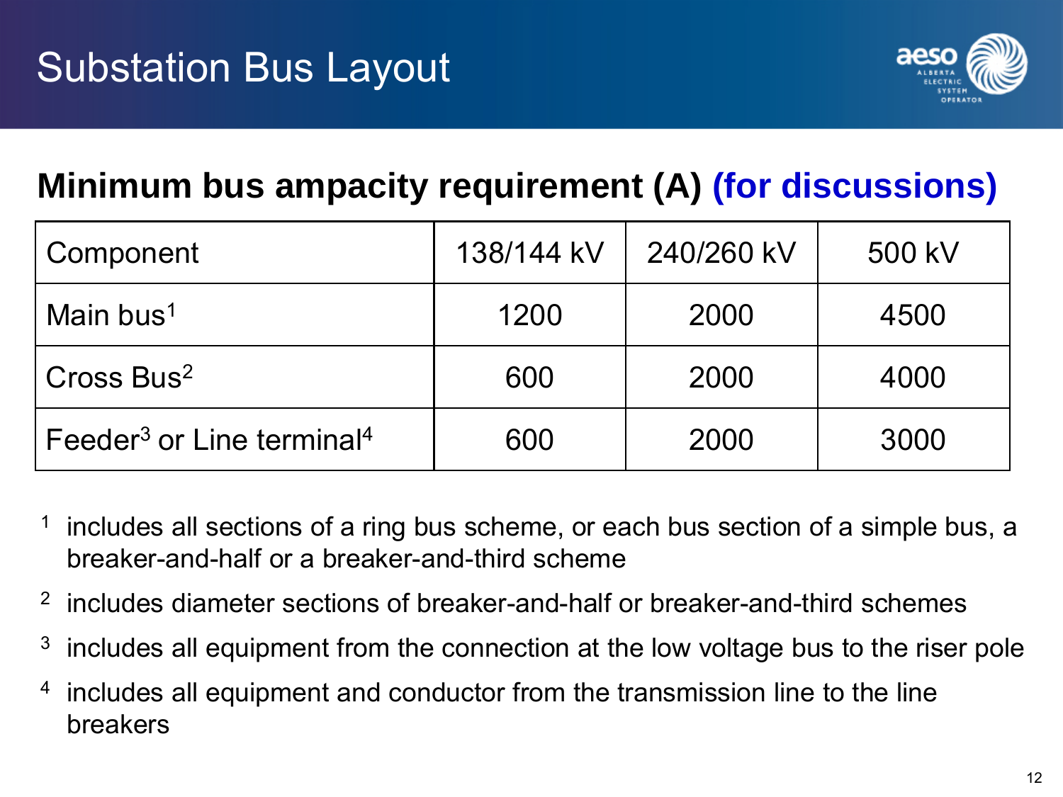# Substation Bus Layout

## Minimum bus ampacity requirement (A) (for discussions)

| Component | 138/144 kV | 240/260 kV | 500 kV |
|---|---|---|---|
| Main bus[1] | 1200 | 2000 | 4500 |
| Cross Bus[2] | 600 | 2000 | 4000 |
| Feeder[3] or Line terminal[4] | 600 | 2000 | 3000 |

[1] includes all sections of a ring bus scheme, or each bus section of a simple bus, a breaker-and-half or a breaker-and-third scheme

[2] includes diameter sections of breaker-and-half or breaker-and-third schemes

[3] includes all equipment from the connection at the low voltage bus to the riser pole

[4] includes all equipment and conductor from the transmission line to the line breakers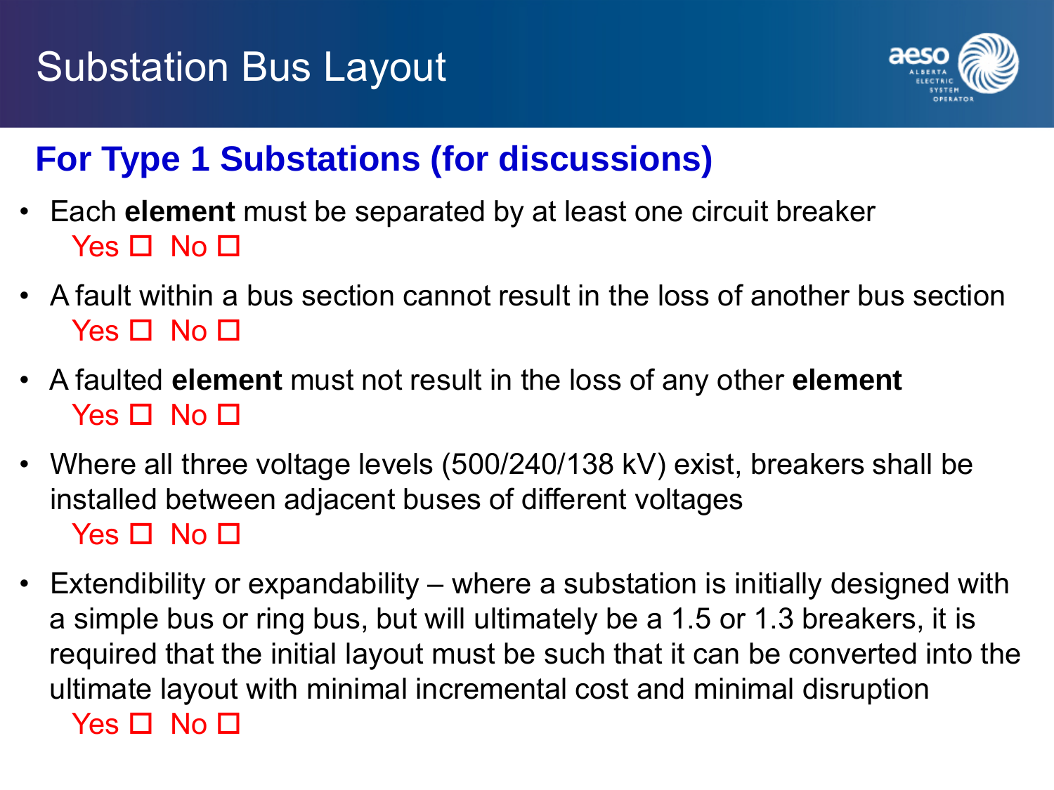# Substation Bus Layout

## For Type 1 Substations (for discussions)

- Each **element** must be separated by at least one circuit breaker
  Yes ☐ No ☐
- A fault within a bus section cannot result in the loss of another bus section
  Yes ☐ No ☐
- A faulted **element** must not result in the loss of any other **element**
  Yes ☐ No ☐
- Where all three voltage levels (500/240/138 kV) exist, breakers shall be installed between adjacent buses of different voltages
  Yes ☐ No ☐
- Extendibility or expandability – where a substation is initially designed with a simple bus or ring bus, but will ultimately be a 1.5 or 1.3 breakers, it is required that the initial layout must be such that it can be converted into the ultimate layout with minimal incremental cost and minimal disruption
  Yes ☐ No ☐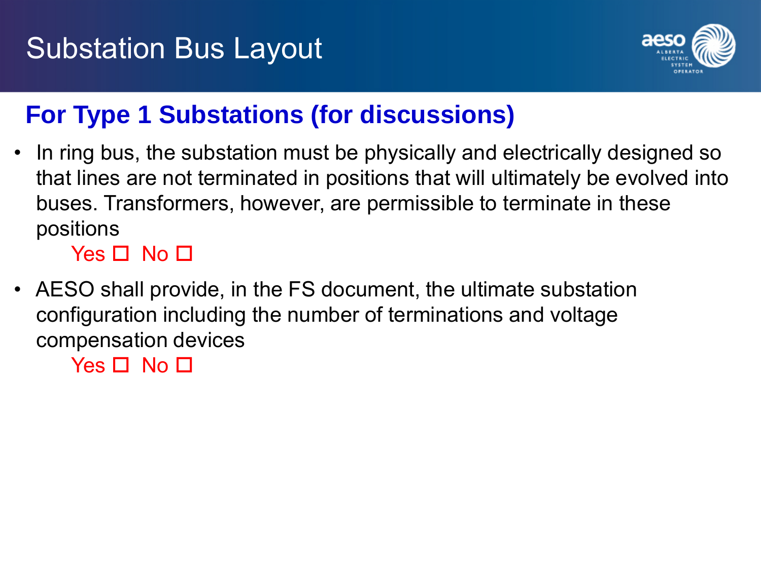# Substation Bus Layout

## For Type 1 Substations (for discussions)

- In ring bus, the substation must be physically and electrically designed so that lines are not terminated in positions that will ultimately be evolved into buses. Transformers, however, are permissible to terminate in these positions

  Yes ☐ No ☐

- AESO shall provide, in the FS document, the ultimate substation configuration including the number of terminations and voltage compensation devices

  Yes ☐ No ☐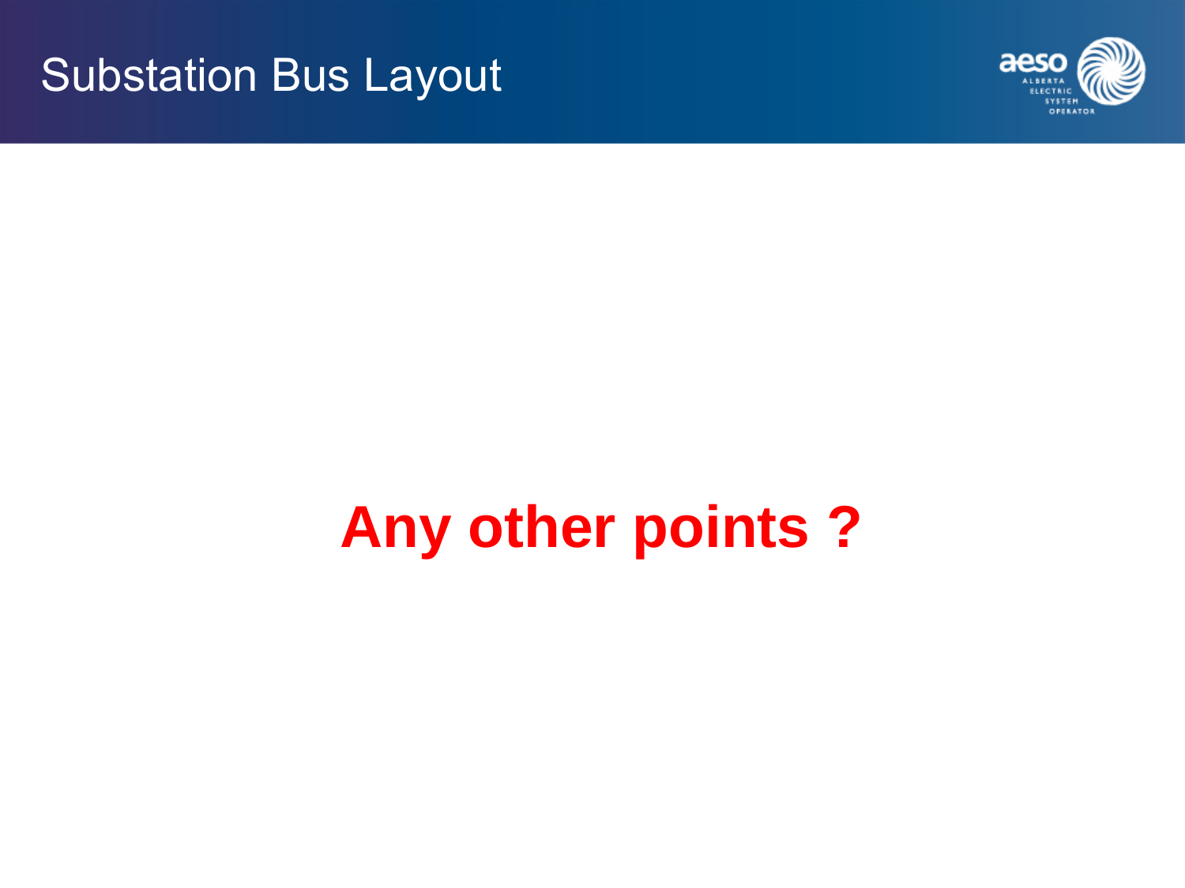# Substation Bus Layout

**Any other points ?**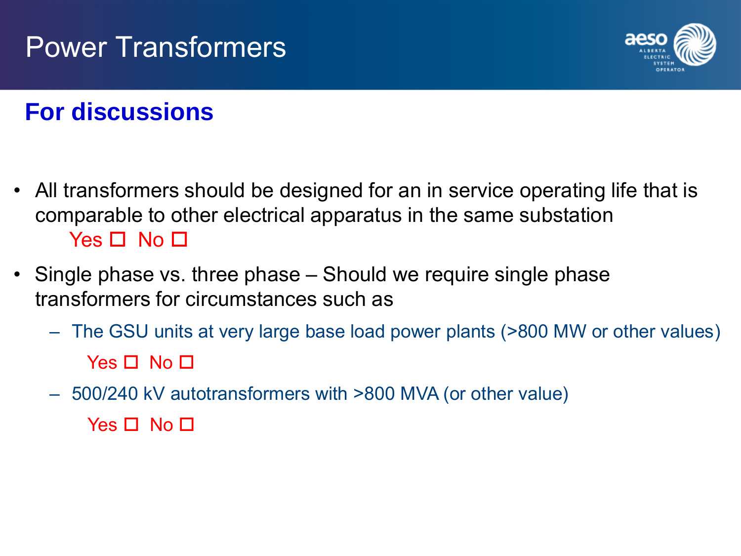# Power Transformers

## For discussions

- All transformers should be designed for an in service operating life that is comparable to other electrical apparatus in the same substation

  Yes ☐ No ☐

- Single phase vs. three phase – Should we require single phase transformers for circumstances such as
  - The GSU units at very large base load power plants (>800 MW or other values)

    Yes ☐ No ☐

  - 500/240 kV autotransformers with >800 MVA (or other value)

    Yes ☐ No ☐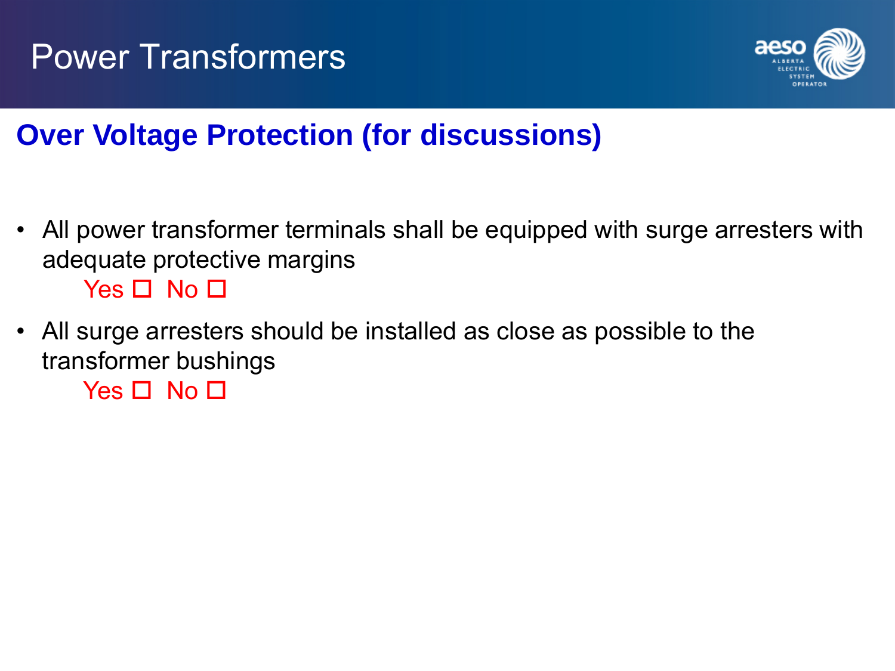# Power Transformers

## Over Voltage Protection (for discussions)

- All power transformer terminals shall be equipped with surge arresters with adequate protective margins

  Yes ☐ No ☐

- All surge arresters should be installed as close as possible to the transformer bushings

  Yes ☐ No ☐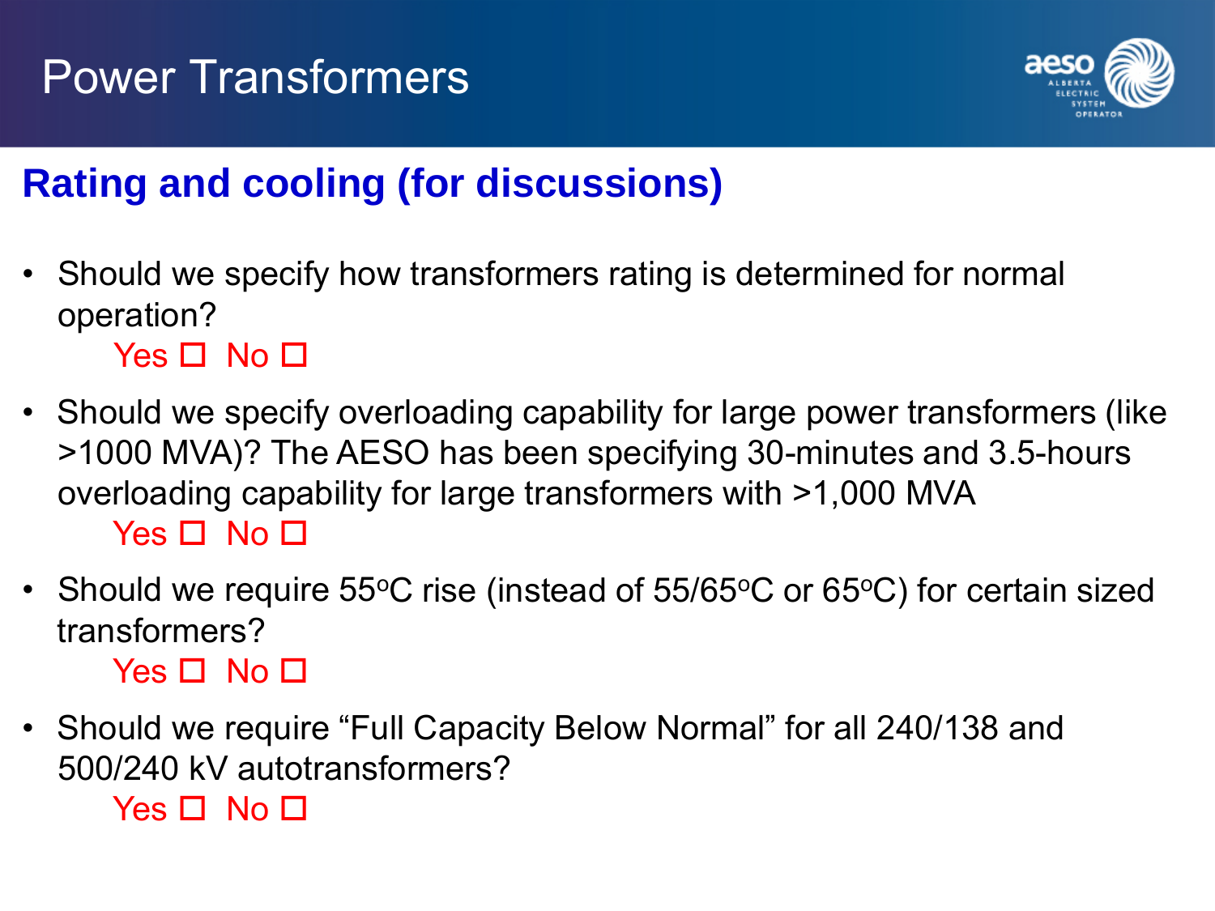# Power Transformers

## Rating and cooling (for discussions)

- Should we specify how transformers rating is determined for normal operation?

  Yes ☐ No ☐

- Should we specify overloading capability for large power transformers (like >1000 MVA)? The AESO has been specifying 30-minutes and 3.5-hours overloading capability for large transformers with >1,000 MVA

  Yes ☐ No ☐

- Should we require 55°C rise (instead of 55/65°C or 65°C) for certain sized transformers?

  Yes ☐ No ☐

- Should we require "Full Capacity Below Normal" for all 240/138 and 500/240 kV autotransformers?

  Yes ☐ No ☐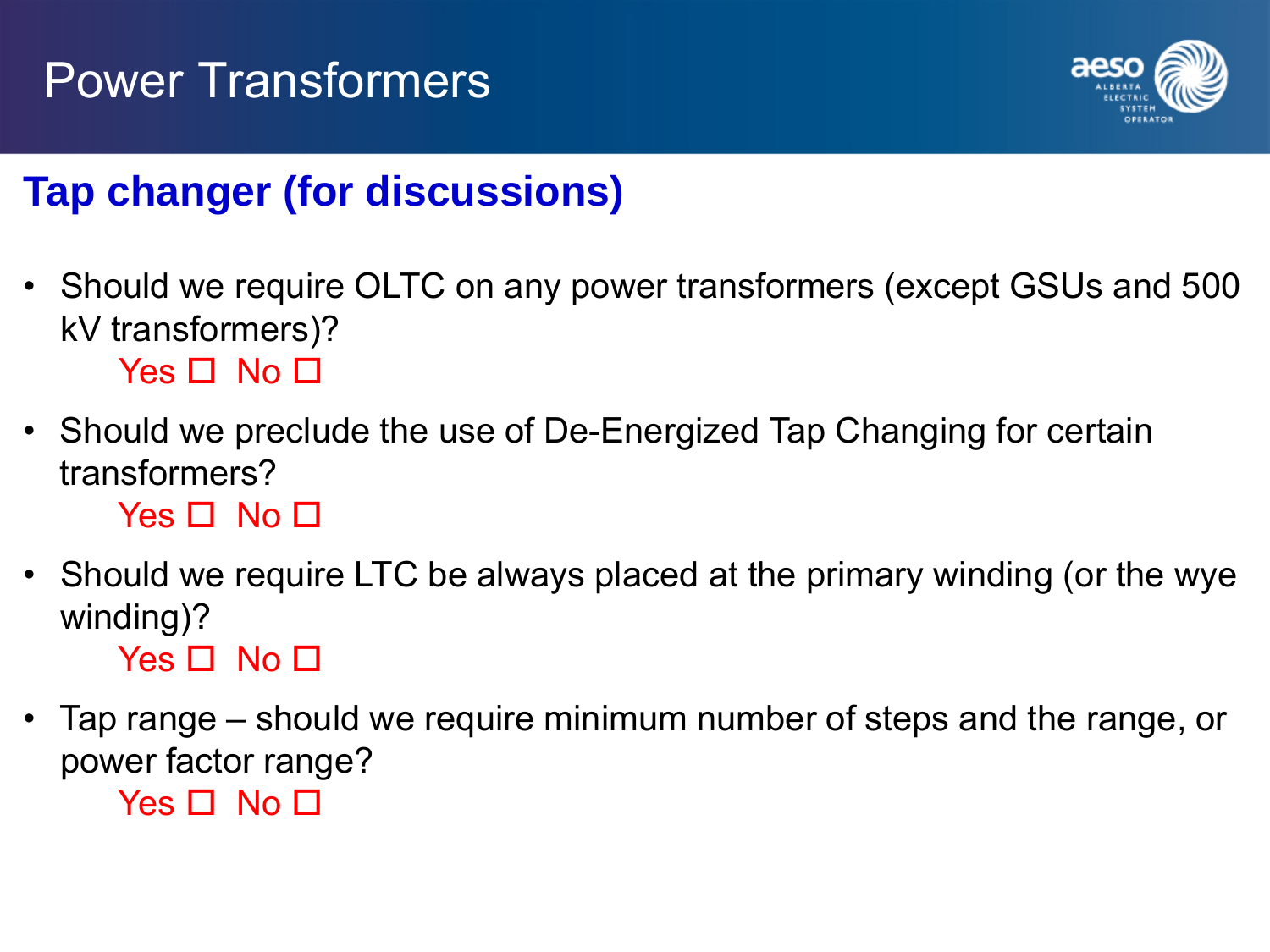# Power Transformers

## Tap changer (for discussions)

- Should we require OLTC on any power transformers (except GSUs and 500 kV transformers)?

  Yes ☐ No ☐

- Should we preclude the use of De-Energized Tap Changing for certain transformers?

  Yes ☐ No ☐

- Should we require LTC be always placed at the primary winding (or the wye winding)?

  Yes ☐ No ☐

- Tap range – should we require minimum number of steps and the range, or power factor range?

  Yes ☐ No ☐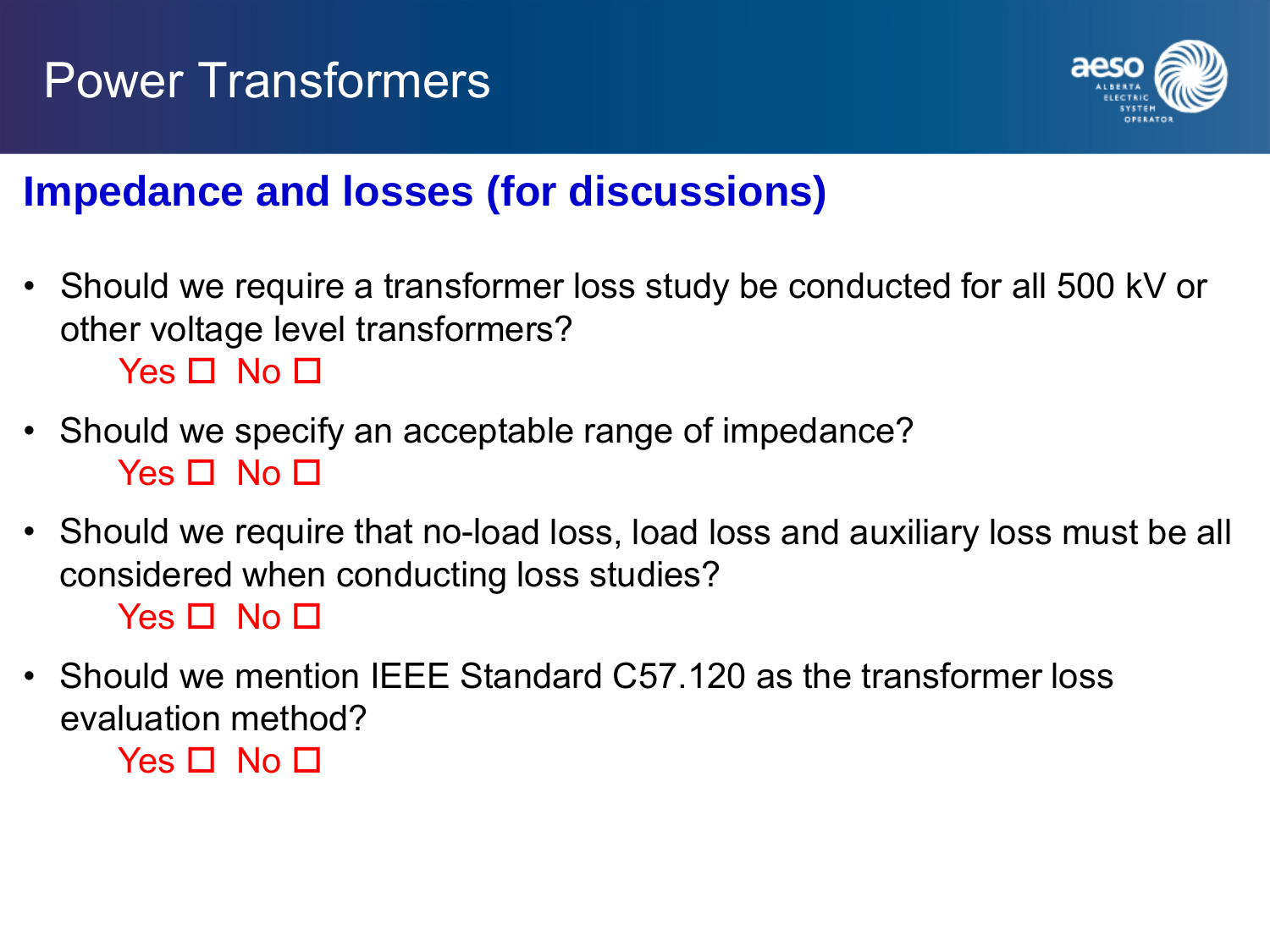# Power Transformers

## Impedance and losses (for discussions)

- Should we require a transformer loss study be conducted for all 500 kV or other voltage level transformers?

  Yes ☐ No ☐

- Should we specify an acceptable range of impedance?

  Yes ☐ No ☐

- Should we require that no-load loss, load loss and auxiliary loss must be all considered when conducting loss studies?

  Yes ☐ No ☐

- Should we mention IEEE Standard C57.120 as the transformer loss evaluation method?

  Yes ☐ No ☐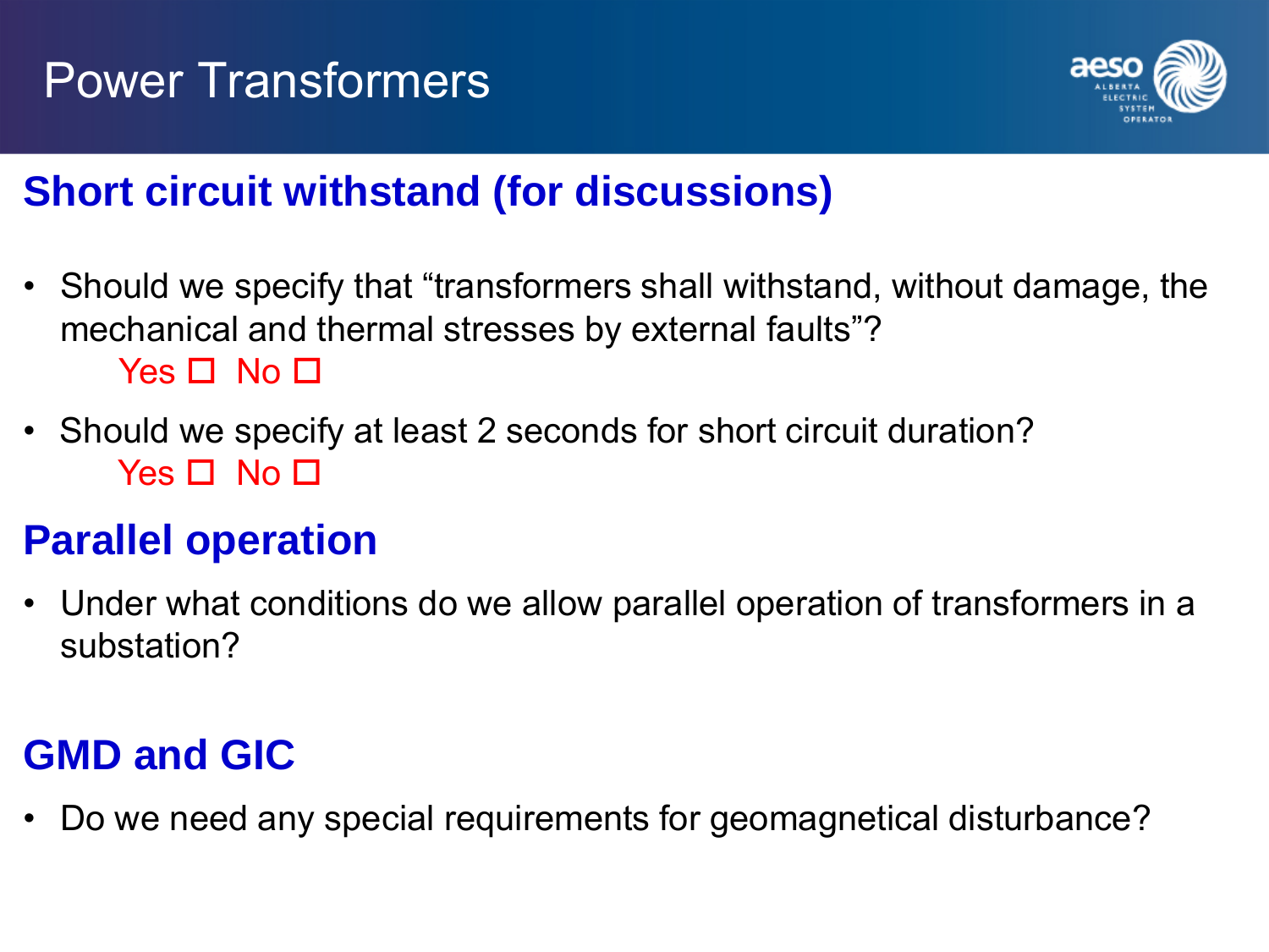# Power Transformers

## Short circuit withstand (for discussions)

- Should we specify that "transformers shall withstand, without damage, the mechanical and thermal stresses by external faults"?
  Yes ☐ No ☐
- Should we specify at least 2 seconds for short circuit duration?
  Yes ☐ No ☐

## Parallel operation

- Under what conditions do we allow parallel operation of transformers in a substation?

## GMD and GIC

- Do we need any special requirements for geomagnetical disturbance?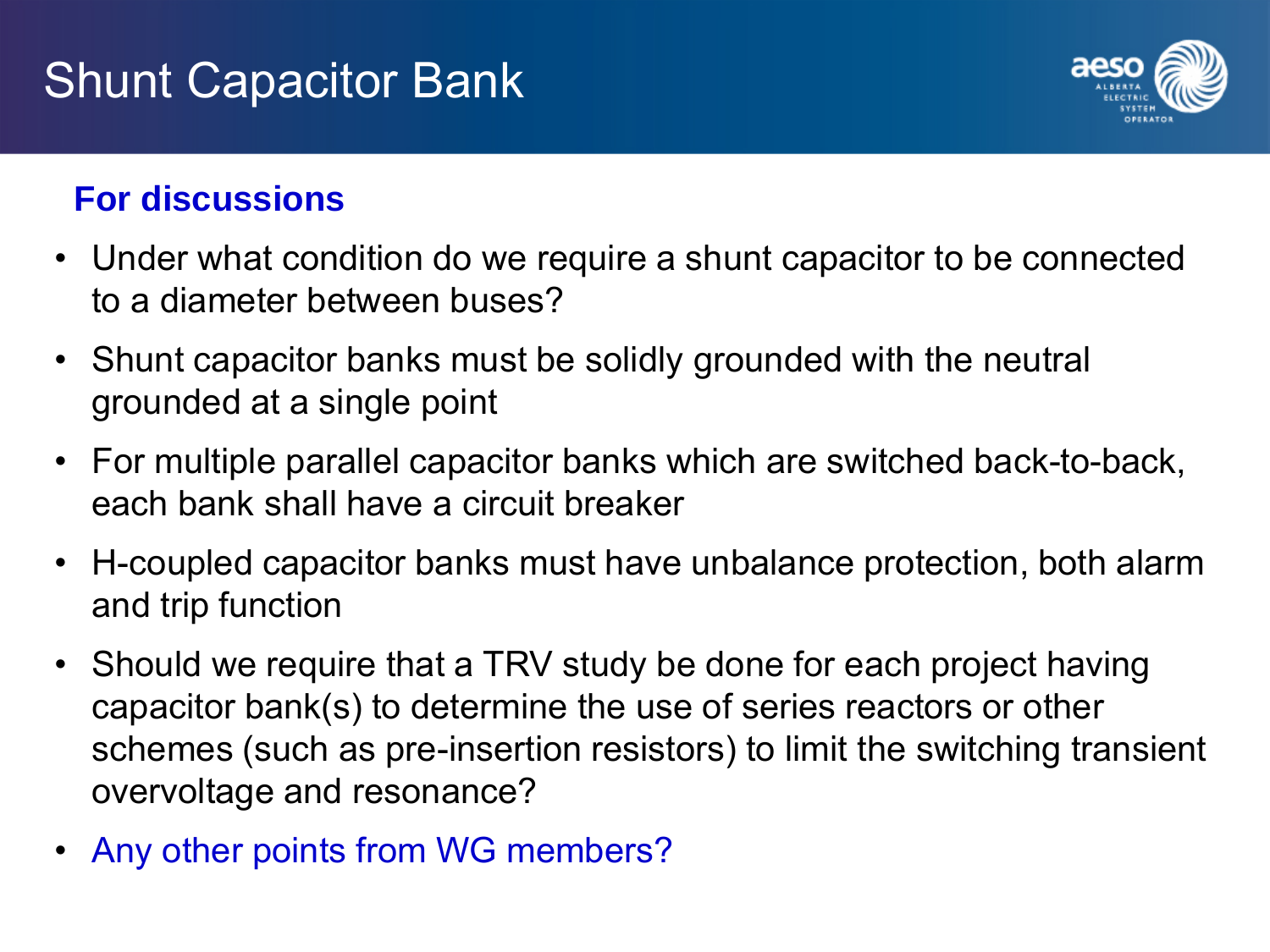# Shunt Capacitor Bank

**For discussions**

- Under what condition do we require a shunt capacitor to be connected to a diameter between buses?
- Shunt capacitor banks must be solidly grounded with the neutral grounded at a single point
- For multiple parallel capacitor banks which are switched back-to-back, each bank shall have a circuit breaker
- H-coupled capacitor banks must have unbalance protection, both alarm and trip function
- Should we require that a TRV study be done for each project having capacitor bank(s) to determine the use of series reactors or other schemes (such as pre-insertion resistors) to limit the switching transient overvoltage and resonance?
- Any other points from WG members?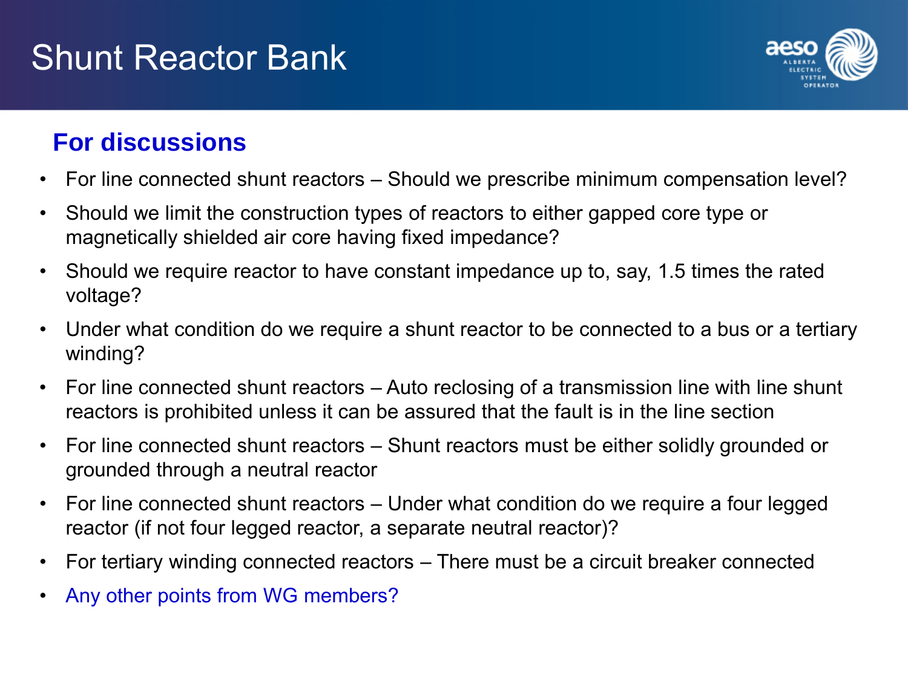# Shunt Reactor Bank

## For discussions

- For line connected shunt reactors – Should we prescribe minimum compensation level?
- Should we limit the construction types of reactors to either gapped core type or magnetically shielded air core having fixed impedance?
- Should we require reactor to have constant impedance up to, say, 1.5 times the rated voltage?
- Under what condition do we require a shunt reactor to be connected to a bus or a tertiary winding?
- For line connected shunt reactors – Auto reclosing of a transmission line with line shunt reactors is prohibited unless it can be assured that the fault is in the line section
- For line connected shunt reactors – Shunt reactors must be either solidly grounded or grounded through a neutral reactor
- For line connected shunt reactors – Under what condition do we require a four legged reactor (if not four legged reactor, a separate neutral reactor)?
- For tertiary winding connected reactors – There must be a circuit breaker connected
- Any other points from WG members?